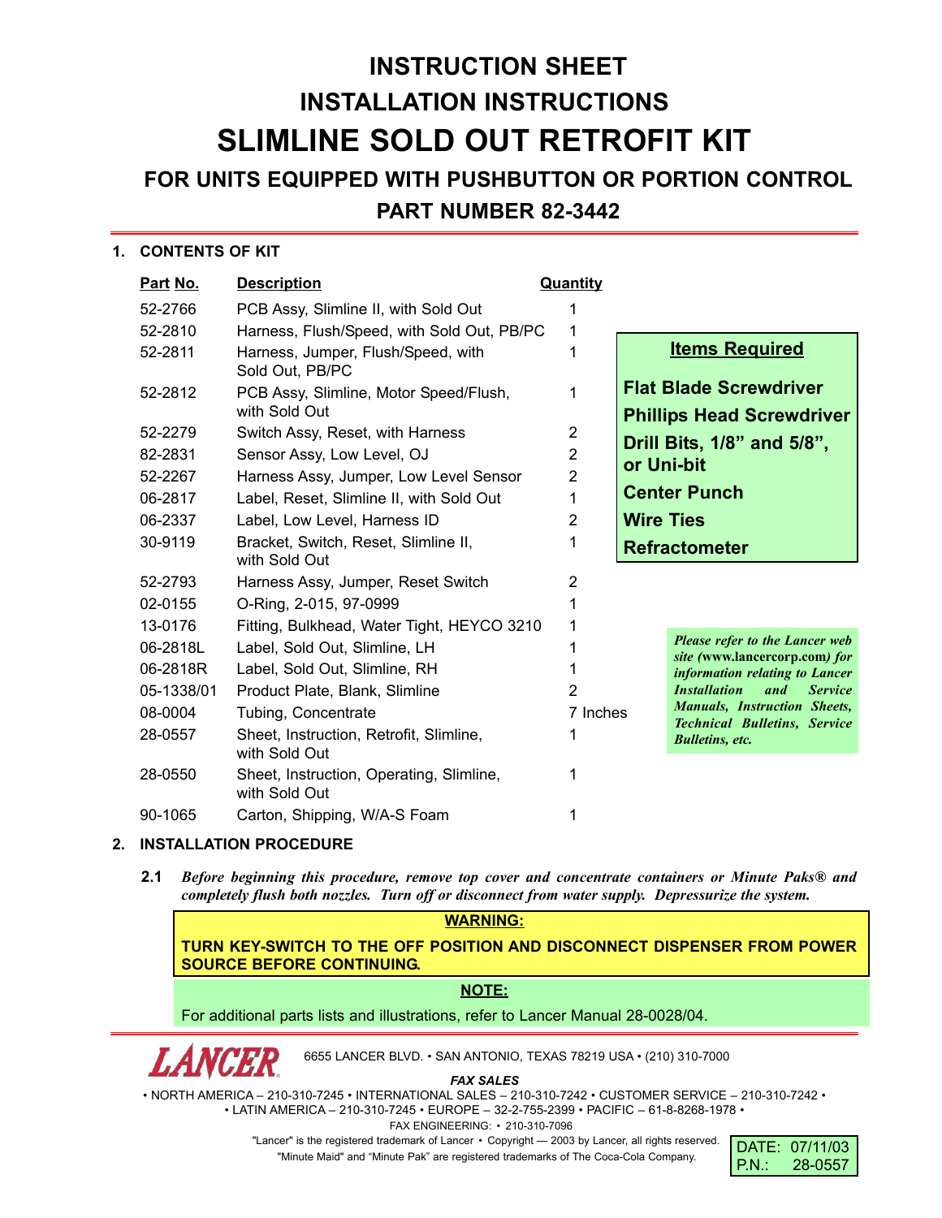# INSTRUCTION SHEET
# INSTALLATION INSTRUCTIONS
# SLIMLINE SOLD OUT RETROFIT KIT
## FOR UNITS EQUIPPED WITH PUSHBUTTON OR PORTION CONTROL
## PART NUMBER 82-3442

### 1. CONTENTS OF KIT

| Part No. | Description | Quantity |
|---|---|---|
| 52-2766 | PCB Assy, Slimline II, with Sold Out | 1 |
| 52-2810 | Harness, Flush/Speed, with Sold Out, PB/PC | 1 |
| 52-2811 | Harness, Jumper, Flush/Speed, with Sold Out, PB/PC | 1 |
| 52-2812 | PCB Assy, Slimline, Motor Speed/Flush, with Sold Out | 1 |
| 52-2279 | Switch Assy, Reset, with Harness | 2 |
| 82-2831 | Sensor Assy, Low Level, OJ | 2 |
| 52-2267 | Harness Assy, Jumper, Low Level Sensor | 2 |
| 06-2817 | Label, Reset, Slimline II, with Sold Out | 1 |
| 06-2337 | Label, Low Level, Harness ID | 2 |
| 30-9119 | Bracket, Switch, Reset, Slimline II, with Sold Out | 1 |
| 52-2793 | Harness Assy, Jumper, Reset Switch | 2 |
| 02-0155 | O-Ring, 2-015, 97-0999 | 1 |
| 13-0176 | Fitting, Bulkhead, Water Tight, HEYCO 3210 | 1 |
| 06-2818L | Label, Sold Out, Slimline, LH | 1 |
| 06-2818R | Label, Sold Out, Slimline, RH | 1 |
| 05-1338/01 | Product Plate, Blank, Slimline | 2 |
| 08-0004 | Tubing, Concentrate | 7 Inches |
| 28-0557 | Sheet, Instruction, Retrofit, Slimline, with Sold Out | 1 |
| 28-0550 | Sheet, Instruction, Operating, Slimline, with Sold Out | 1 |
| 90-1065 | Carton, Shipping, W/A-S Foam | 1 |

**Items Required**

**Flat Blade Screwdriver**
**Phillips Head Screwdriver**
**Drill Bits, 1/8" and 5/8", or Uni-bit**
**Center Punch**
**Wire Ties**
**Refractometer**

*Please refer to the Lancer web site (www.lancercorp.com) for information relating to Lancer Installation and Service Manuals, Instruction Sheets, Technical Bulletins, Service Bulletins, etc.*

### 2. INSTALLATION PROCEDURE

**2.1** ***Before beginning this procedure, remove top cover and concentrate containers or Minute Paks® and completely flush both nozzles. Turn off or disconnect from water supply. Depressurize the system.***

**WARNING:**

**TURN KEY-SWITCH TO THE OFF POSITION AND DISCONNECT DISPENSER FROM POWER SOURCE BEFORE CONTINUING.**

**NOTE:**

For additional parts lists and illustrations, refer to Lancer Manual 28-0028/04.

LANCER 6655 LANCER BLVD. • SAN ANTONIO, TEXAS 78219 USA • (210) 310-7000

*FAX SALES*

• NORTH AMERICA – 210-310-7245 • INTERNATIONAL SALES – 210-310-7242 • CUSTOMER SERVICE – 210-310-7242 •
• LATIN AMERICA – 210-310-7245 • EUROPE – 32-2-755-2399 • PACIFIC – 61-8-8268-1978 •

FAX ENGINEERING: • 210-310-7096

"Lancer" is the registered trademark of Lancer • Copyright — 2003 by Lancer, all rights reserved.
"Minute Maid" and "Minute Pak" are registered trademarks of The Coca-Cola Company.

DATE: 07/11/03
P.N.: 28-0557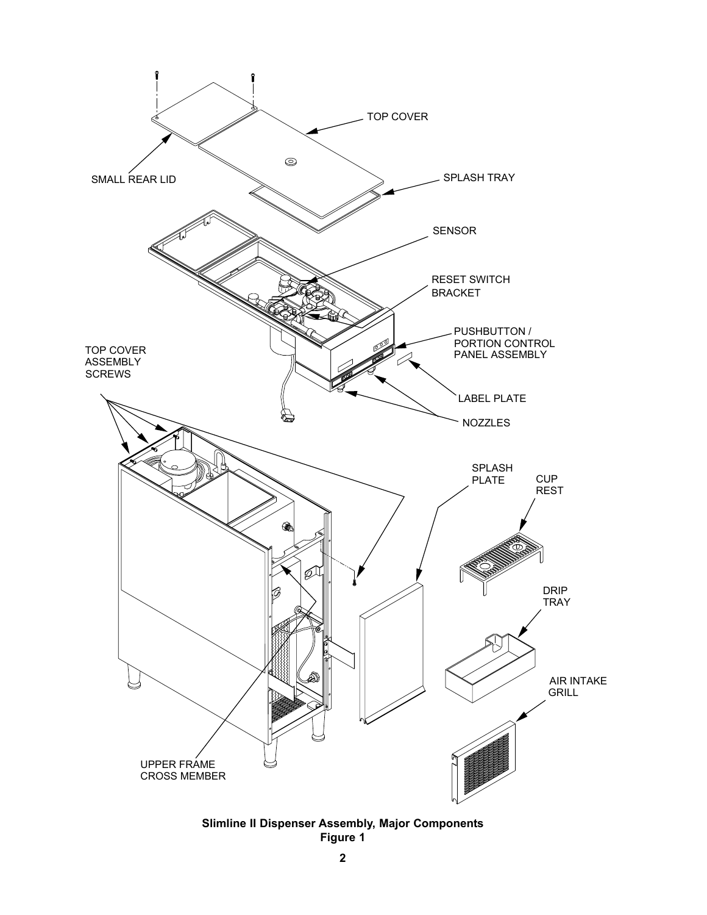TOP COVER

SMALL REAR LID

SPLASH TRAY

SENSOR

RESET SWITCH BRACKET

PUSHBUTTON / PORTION CONTROL PANEL ASSEMBLY

TOP COVER ASSEMBLY SCREWS

LABEL PLATE

NOZZLES

SPLASH PLATE

CUP REST

DRIP TRAY

AIR INTAKE GRILL

UPPER FRAME CROSS MEMBER

**Slimline II Dispenser Assembly, Major Components**
**Figure 1**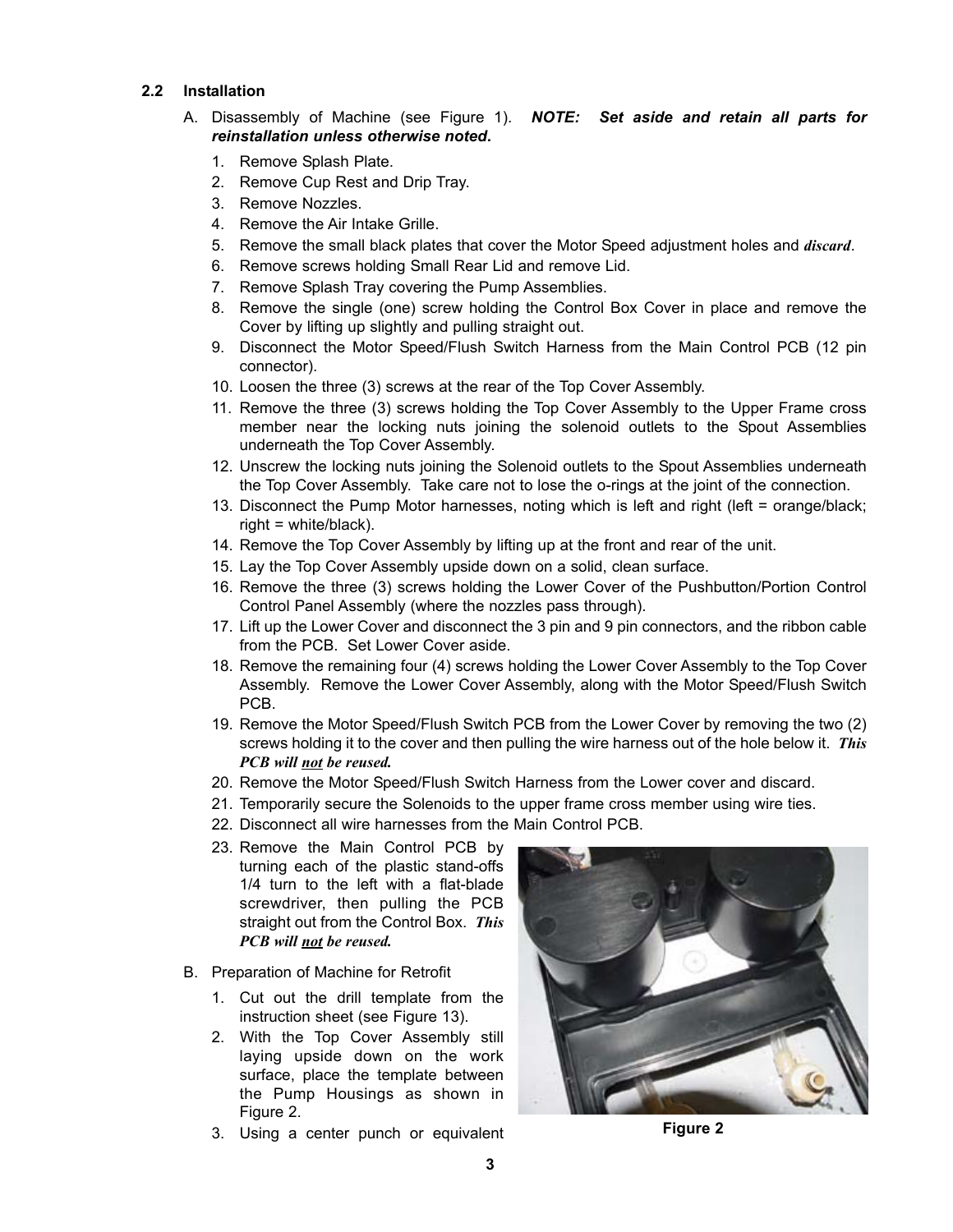## 2.2 Installation

A. Disassembly of Machine (see Figure 1). ***NOTE: Set aside and retain all parts for reinstallation unless otherwise noted*.**

1. Remove Splash Plate.
2. Remove Cup Rest and Drip Tray.
3. Remove Nozzles.
4. Remove the Air Intake Grille.
5. Remove the small black plates that cover the Motor Speed adjustment holes and ***discard***.
6. Remove screws holding Small Rear Lid and remove Lid.
7. Remove Splash Tray covering the Pump Assemblies.
8. Remove the single (one) screw holding the Control Box Cover in place and remove the Cover by lifting up slightly and pulling straight out.
9. Disconnect the Motor Speed/Flush Switch Harness from the Main Control PCB (12 pin connector).
10. Loosen the three (3) screws at the rear of the Top Cover Assembly.
11. Remove the three (3) screws holding the Top Cover Assembly to the Upper Frame cross member near the locking nuts joining the solenoid outlets to the Spout Assemblies underneath the Top Cover Assembly.
12. Unscrew the locking nuts joining the Solenoid outlets to the Spout Assemblies underneath the Top Cover Assembly. Take care not to lose the o-rings at the joint of the connection.
13. Disconnect the Pump Motor harnesses, noting which is left and right (left = orange/black; right = white/black).
14. Remove the Top Cover Assembly by lifting up at the front and rear of the unit.
15. Lay the Top Cover Assembly upside down on a solid, clean surface.
16. Remove the three (3) screws holding the Lower Cover of the Pushbutton/Portion Control Control Panel Assembly (where the nozzles pass through).
17. Lift up the Lower Cover and disconnect the 3 pin and 9 pin connectors, and the ribbon cable from the PCB. Set Lower Cover aside.
18. Remove the remaining four (4) screws holding the Lower Cover Assembly to the Top Cover Assembly. Remove the Lower Cover Assembly, along with the Motor Speed/Flush Switch PCB.
19. Remove the Motor Speed/Flush Switch PCB from the Lower Cover by removing the two (2) screws holding it to the cover and then pulling the wire harness out of the hole below it. ***This PCB will <u>not</u> be reused.***
20. Remove the Motor Speed/Flush Switch Harness from the Lower cover and discard.
21. Temporarily secure the Solenoids to the upper frame cross member using wire ties.
22. Disconnect all wire harnesses from the Main Control PCB.
23. Remove the Main Control PCB by turning each of the plastic stand-offs 1/4 turn to the left with a flat-blade screwdriver, then pulling the PCB straight out from the Control Box. ***This PCB will <u>not</u> be reused.***

B. Preparation of Machine for Retrofit

1. Cut out the drill template from the instruction sheet (see Figure 13).
2. With the Top Cover Assembly still laying upside down on the work surface, place the template between the Pump Housings as shown in Figure 2.
3. Using a center punch or equivalent

Figure 2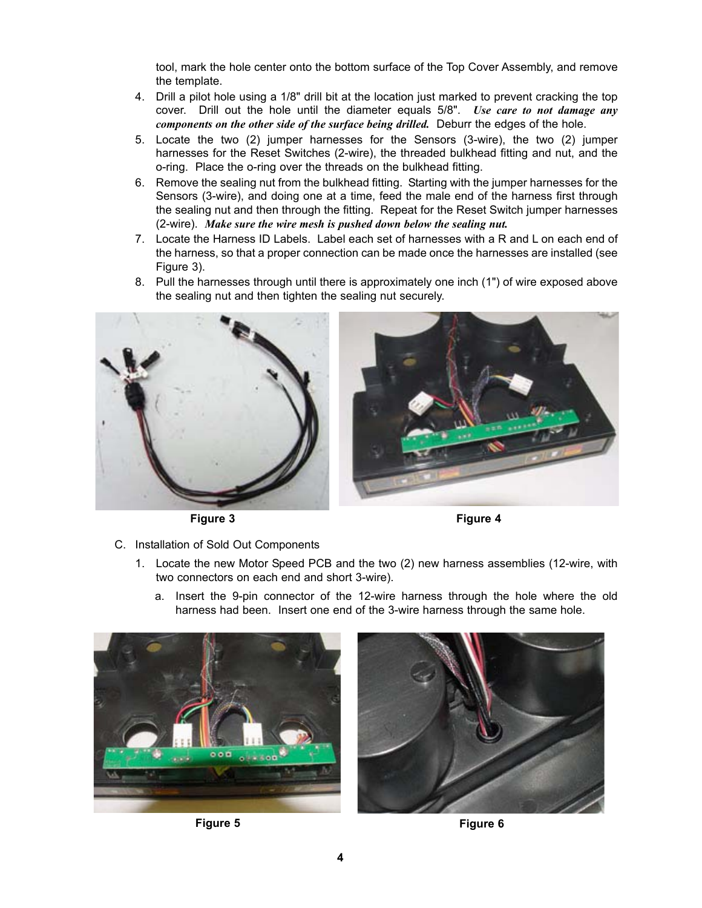tool, mark the hole center onto the bottom surface of the Top Cover Assembly, and remove the template.

4. Drill a pilot hole using a 1/8" drill bit at the location just marked to prevent cracking the top cover. Drill out the hole until the diameter equals 5/8". ***Use care to not damage any components on the other side of the surface being drilled.*** Deburr the edges of the hole.
5. Locate the two (2) jumper harnesses for the Sensors (3-wire), the two (2) jumper harnesses for the Reset Switches (2-wire), the threaded bulkhead fitting and nut, and the o-ring. Place the o-ring over the threads on the bulkhead fitting.
6. Remove the sealing nut from the bulkhead fitting. Starting with the jumper harnesses for the Sensors (3-wire), and doing one at a time, feed the male end of the harness first through the sealing nut and then through the fitting. Repeat for the Reset Switch jumper harnesses (2-wire). ***Make sure the wire mesh is pushed down below the sealing nut.***
7. Locate the Harness ID Labels. Label each set of harnesses with a R and L on each end of the harness, so that a proper connection can be made once the harnesses are installed (see Figure 3).
8. Pull the harnesses through until there is approximately one inch (1") of wire exposed above the sealing nut and then tighten the sealing nut securely.

**Figure 3**

**Figure 4**

C. Installation of Sold Out Components

1. Locate the new Motor Speed PCB and the two (2) new harness assemblies (12-wire, with two connectors on each end and short 3-wire).
   a. Insert the 9-pin connector of the 12-wire harness through the hole where the old harness had been. Insert one end of the 3-wire harness through the same hole.

**Figure 5**

**Figure 6**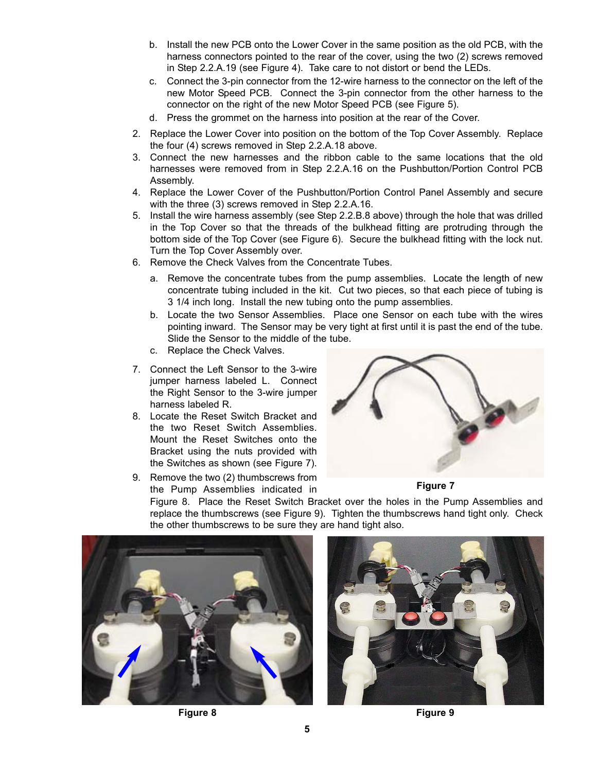b. Install the new PCB onto the Lower Cover in the same position as the old PCB, with the harness connectors pointed to the rear of the cover, using the two (2) screws removed in Step 2.2.A.19 (see Figure 4). Take care to not distort or bend the LEDs.

c. Connect the 3-pin connector from the 12-wire harness to the connector on the left of the new Motor Speed PCB. Connect the 3-pin connector from the other harness to the connector on the right of the new Motor Speed PCB (see Figure 5).

d. Press the grommet on the harness into position at the rear of the Cover.

2. Replace the Lower Cover into position on the bottom of the Top Cover Assembly. Replace the four (4) screws removed in Step 2.2.A.18 above.
3. Connect the new harnesses and the ribbon cable to the same locations that the old harnesses were removed from in Step 2.2.A.16 on the Pushbutton/Portion Control PCB Assembly.
4. Replace the Lower Cover of the Pushbutton/Portion Control Panel Assembly and secure with the three (3) screws removed in Step 2.2.A.16.
5. Install the wire harness assembly (see Step 2.2.B.8 above) through the hole that was drilled in the Top Cover so that the threads of the bulkhead fitting are protruding through the bottom side of the Top Cover (see Figure 6). Secure the bulkhead fitting with the lock nut. Turn the Top Cover Assembly over.
6. Remove the Check Valves from the Concentrate Tubes.
   a. Remove the concentrate tubes from the pump assemblies. Locate the length of new concentrate tubing included in the kit. Cut two pieces, so that each piece of tubing is 3 1/4 inch long. Install the new tubing onto the pump assemblies.
   b. Locate the two Sensor Assemblies. Place one Sensor on each tube with the wires pointing inward. The Sensor may be very tight at first until it is past the end of the tube. Slide the Sensor to the middle of the tube.
   c. Replace the Check Valves.
7. Connect the Left Sensor to the 3-wire jumper harness labeled L. Connect the Right Sensor to the 3-wire jumper harness labeled R.
8. Locate the Reset Switch Bracket and the two Reset Switch Assemblies. Mount the Reset Switches onto the Bracket using the nuts provided with the Switches as shown (see Figure 7).
9. Remove the two (2) thumbscrews from the Pump Assemblies indicated in Figure 8. Place the Reset Switch Bracket over the holes in the Pump Assemblies and replace the thumbscrews (see Figure 9). Tighten the thumbscrews hand tight only. Check the other thumbscrews to be sure they are hand tight also.

**Figure 7**

**Figure 8**

**Figure 9**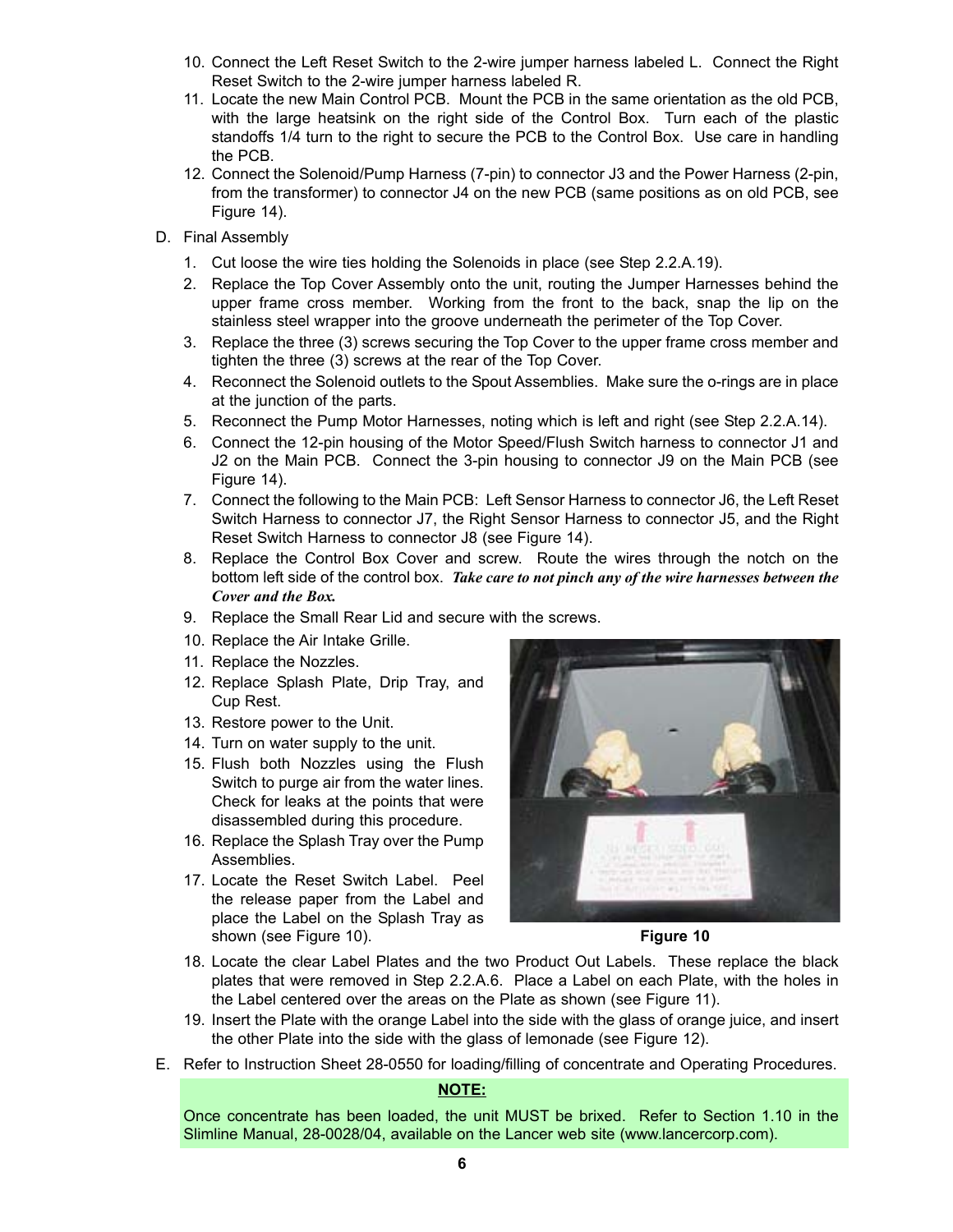10. Connect the Left Reset Switch to the 2-wire jumper harness labeled L. Connect the Right Reset Switch to the 2-wire jumper harness labeled R.
11. Locate the new Main Control PCB. Mount the PCB in the same orientation as the old PCB, with the large heatsink on the right side of the Control Box. Turn each of the plastic standoffs 1/4 turn to the right to secure the PCB to the Control Box. Use care in handling the PCB.
12. Connect the Solenoid/Pump Harness (7-pin) to connector J3 and the Power Harness (2-pin, from the transformer) to connector J4 on the new PCB (same positions as on old PCB, see Figure 14).

D. Final Assembly

1. Cut loose the wire ties holding the Solenoids in place (see Step 2.2.A.19).
2. Replace the Top Cover Assembly onto the unit, routing the Jumper Harnesses behind the upper frame cross member. Working from the front to the back, snap the lip on the stainless steel wrapper into the groove underneath the perimeter of the Top Cover.
3. Replace the three (3) screws securing the Top Cover to the upper frame cross member and tighten the three (3) screws at the rear of the Top Cover.
4. Reconnect the Solenoid outlets to the Spout Assemblies. Make sure the o-rings are in place at the junction of the parts.
5. Reconnect the Pump Motor Harnesses, noting which is left and right (see Step 2.2.A.14).
6. Connect the 12-pin housing of the Motor Speed/Flush Switch harness to connector J1 and J2 on the Main PCB. Connect the 3-pin housing to connector J9 on the Main PCB (see Figure 14).
7. Connect the following to the Main PCB: Left Sensor Harness to connector J6, the Left Reset Switch Harness to connector J7, the Right Sensor Harness to connector J5, and the Right Reset Switch Harness to connector J8 (see Figure 14).
8. Replace the Control Box Cover and screw. Route the wires through the notch on the bottom left side of the control box. ***Take care to not pinch any of the wire harnesses between the Cover and the Box.***
9. Replace the Small Rear Lid and secure with the screws.
10. Replace the Air Intake Grille.
11. Replace the Nozzles.
12. Replace Splash Plate, Drip Tray, and Cup Rest.
13. Restore power to the Unit.
14. Turn on water supply to the unit.
15. Flush both Nozzles using the Flush Switch to purge air from the water lines. Check for leaks at the points that were disassembled during this procedure.
16. Replace the Splash Tray over the Pump Assemblies.
17. Locate the Reset Switch Label. Peel the release paper from the Label and place the Label on the Splash Tray as shown (see Figure 10).

**Figure 10**

18. Locate the clear Label Plates and the two Product Out Labels. These replace the black plates that were removed in Step 2.2.A.6. Place a Label on each Plate, with the holes in the Label centered over the areas on the Plate as shown (see Figure 11).
19. Insert the Plate with the orange Label into the side with the glass of orange juice, and insert the other Plate into the side with the glass of lemonade (see Figure 12).

E. Refer to Instruction Sheet 28-0550 for loading/filling of concentrate and Operating Procedures.

**NOTE:**

Once concentrate has been loaded, the unit MUST be brixed. Refer to Section 1.10 in the Slimline Manual, 28-0028/04, available on the Lancer web site (www.lancercorp.com).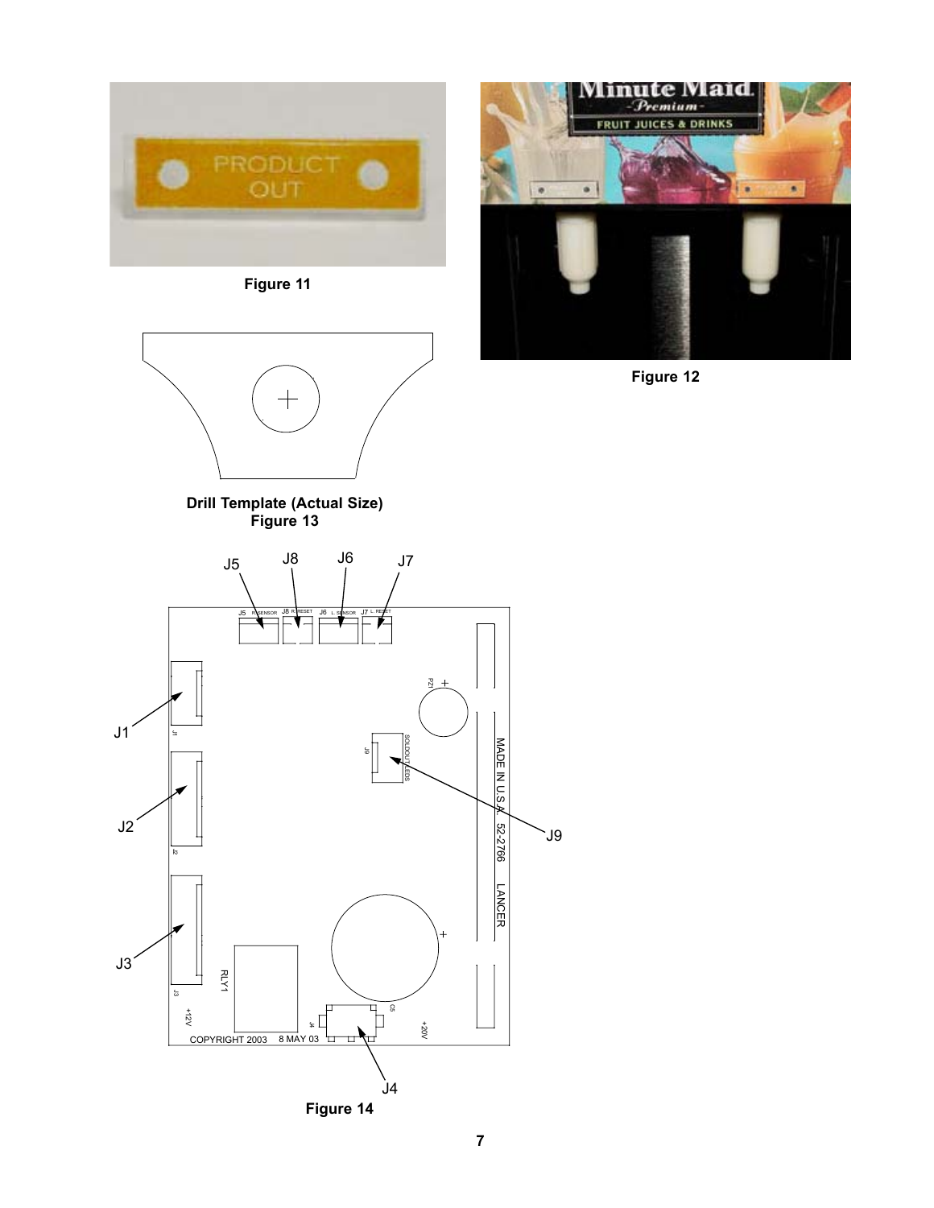Figure 11

Figure 12

Drill Template (Actual Size)
Figure 13

Figure 14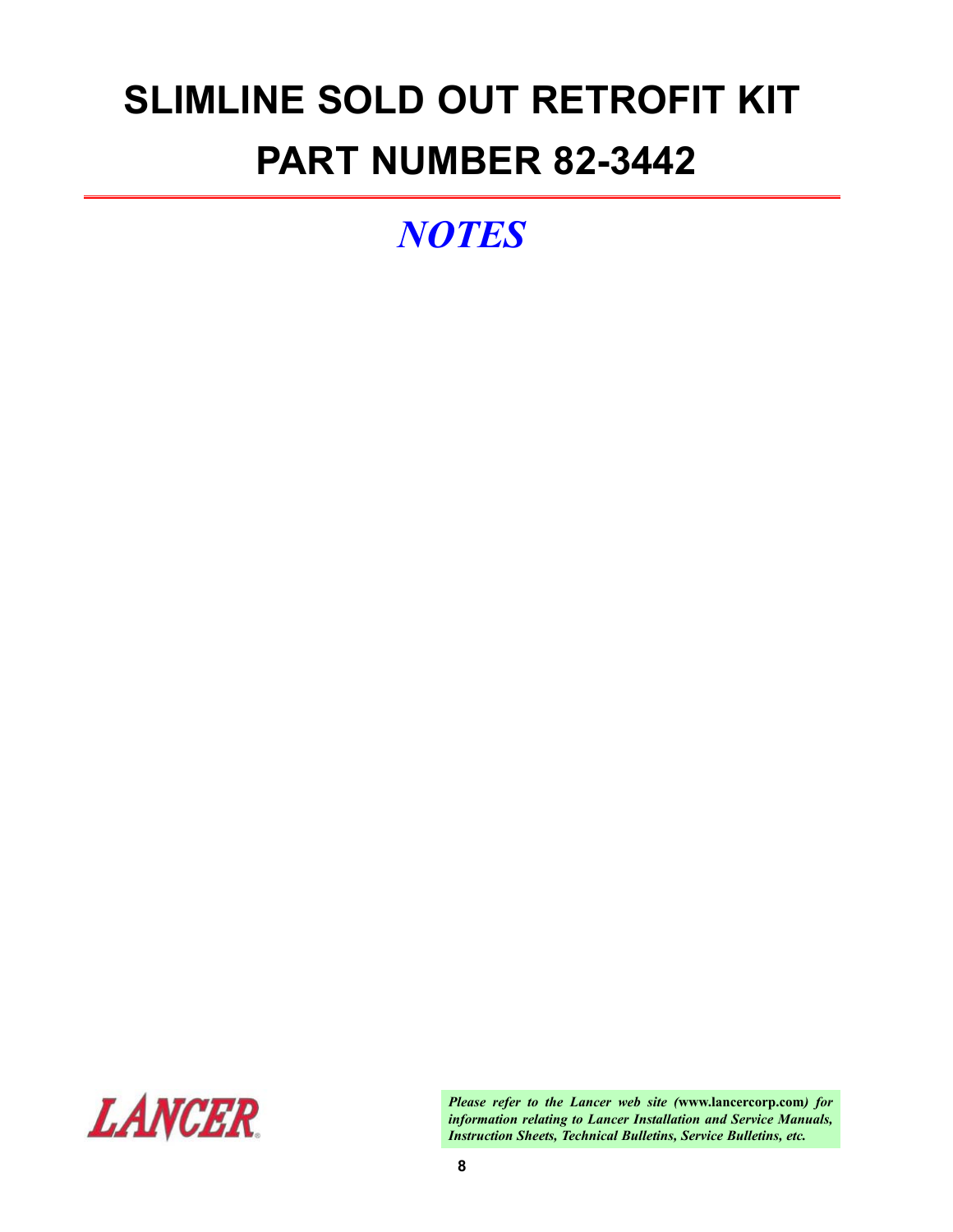# SLIMLINE SOLD OUT RETROFIT KIT
# PART NUMBER 82-3442

## *NOTES*

LANCER

***Please refer to the Lancer web site (*www.lancercorp.com*) for information relating to Lancer Installation and Service Manuals, Instruction Sheets, Technical Bulletins, Service Bulletins, etc.***